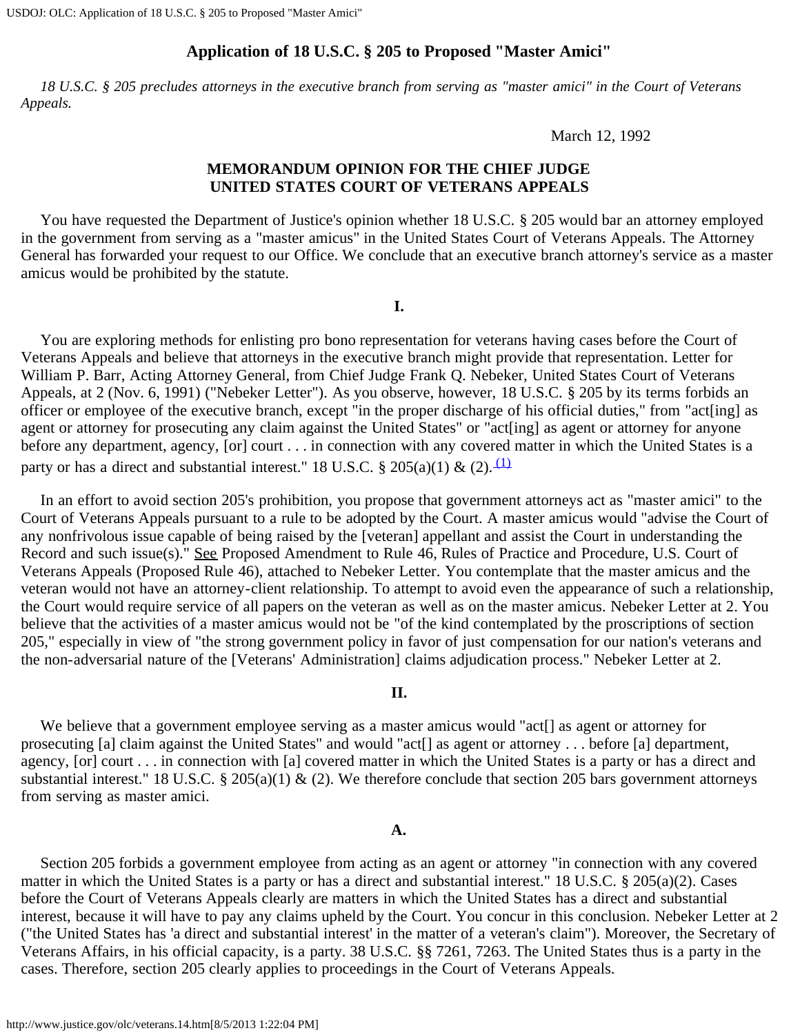# Application of 18 U.S.C. § 205 to Proposed "Master Amici"

*18 U.S.C. § 205 precludes attorneys in the executive branch from serving as "master amici" in the Court of Veterans Appeals.*

March 12, 1992

## MEMORANDUM OPINION FOR THE CHIEF JUDGE UNITED STATES COURT OF VETERANS APPEALS

You have requested the Department of Justice's opinion whether 18 U.S.C. § 205 would bar an attorney employed in the government from serving as a "master amicus" in the United States Court of Veterans Appeals. The Attorney General has forwarded your request to our Office. We conclude that an executive branch attorney's service as a master amicus would be prohibited by the statute.

### I.

You are exploring methods for enlisting pro bono representation for veterans having cases before the Court of Veterans Appeals and believe that attorneys in the executive branch might provide that representation. Letter for William P. Barr, Acting Attorney General, from Chief Judge Frank Q. Nebeker, United States Court of Veterans Appeals, at 2 (Nov. 6, 1991) ("Nebeker Letter"). As you observe, however, 18 U.S.C. § 205 by its terms forbids an officer or employee of the executive branch, except "in the proper discharge of his official duties," from "act[ing] as agent or attorney for prosecuting any claim against the United States" or "act[ing] as agent or attorney for anyone before any department, agency, [or] court . . . in connection with any covered matter in which the United States is a party or has a direct and substantial interest." 18 U.S.C. § 205(a)(1) & (2).[1]

In an effort to avoid section 205's prohibition, you propose that government attorneys act as "master amici" to the Court of Veterans Appeals pursuant to a rule to be adopted by the Court. A master amicus would "advise the Court of any nonfrivolous issue capable of being raised by the [veteran] appellant and assist the Court in understanding the Record and such issue(s)." See Proposed Amendment to Rule 46, Rules of Practice and Procedure, U.S. Court of Veterans Appeals (Proposed Rule 46), attached to Nebeker Letter. You contemplate that the master amicus and the veteran would not have an attorney-client relationship. To attempt to avoid even the appearance of such a relationship, the Court would require service of all papers on the veteran as well as on the master amicus. Nebeker Letter at 2. You believe that the activities of a master amicus would not be "of the kind contemplated by the proscriptions of section 205," especially in view of "the strong government policy in favor of just compensation for our nation's veterans and the non-adversarial nature of the [Veterans' Administration] claims adjudication process." Nebeker Letter at 2.

### II.

We believe that a government employee serving as a master amicus would "act[] as agent or attorney for prosecuting [a] claim against the United States" and would "act[] as agent or attorney . . . before [a] department, agency, [or] court . . . in connection with [a] covered matter in which the United States is a party or has a direct and substantial interest." 18 U.S.C. § 205(a)(1) & (2). We therefore conclude that section 205 bars government attorneys from serving as master amici.

#### A.

Section 205 forbids a government employee from acting as an agent or attorney "in connection with any covered matter in which the United States is a party or has a direct and substantial interest." 18 U.S.C. § 205(a)(2). Cases before the Court of Veterans Appeals clearly are matters in which the United States has a direct and substantial interest, because it will have to pay any claims upheld by the Court. You concur in this conclusion. Nebeker Letter at 2 ("the United States has 'a direct and substantial interest' in the matter of a veteran's claim"). Moreover, the Secretary of Veterans Affairs, in his official capacity, is a party. 38 U.S.C. §§ 7261, 7263. The United States thus is a party in the cases. Therefore, section 205 clearly applies to proceedings in the Court of Veterans Appeals.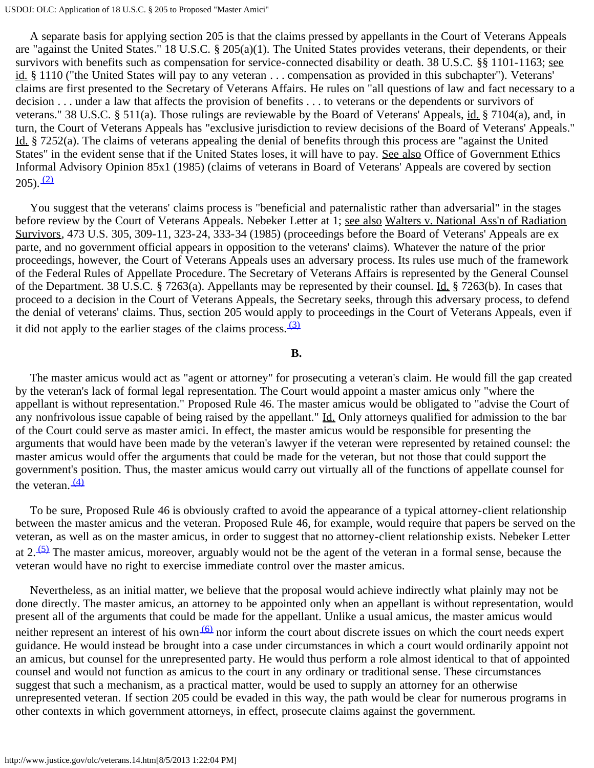A separate basis for applying section 205 is that the claims pressed by appellants in the Court of Veterans Appeals are "against the United States." 18 U.S.C. § 205(a)(1). The United States provides veterans, their dependents, or their survivors with benefits such as compensation for service-connected disability or death. 38 U.S.C. §§ 1101-1163; see id. § 1110 ("the United States will pay to any veteran . . . compensation as provided in this subchapter"). Veterans' claims are first presented to the Secretary of Veterans Affairs. He rules on "all questions of law and fact necessary to a decision . . . under a law that affects the provision of benefits . . . to veterans or the dependents or survivors of veterans." 38 U.S.C. § 511(a). Those rulings are reviewable by the Board of Veterans' Appeals, id. § 7104(a), and, in turn, the Court of Veterans Appeals has "exclusive jurisdiction to review decisions of the Board of Veterans' Appeals." Id. § 7252(a). The claims of veterans appealing the denial of benefits through this process are "against the United States" in the evident sense that if the United States loses, it will have to pay. See also Office of Government Ethics Informal Advisory Opinion 85x1 (1985) (claims of veterans in Board of Veterans' Appeals are covered by section 205).[(2)]

You suggest that the veterans' claims process is "beneficial and paternalistic rather than adversarial" in the stages before review by the Court of Veterans Appeals. Nebeker Letter at 1; see also Walters v. National Ass'n of Radiation Survivors, 473 U.S. 305, 309-11, 323-24, 333-34 (1985) (proceedings before the Board of Veterans' Appeals are ex parte, and no government official appears in opposition to the veterans' claims). Whatever the nature of the prior proceedings, however, the Court of Veterans Appeals uses an adversary process. Its rules use much of the framework of the Federal Rules of Appellate Procedure. The Secretary of Veterans Affairs is represented by the General Counsel of the Department. 38 U.S.C. § 7263(a). Appellants may be represented by their counsel. Id. § 7263(b). In cases that proceed to a decision in the Court of Veterans Appeals, the Secretary seeks, through this adversary process, to defend the denial of veterans' claims. Thus, section 205 would apply to proceedings in the Court of Veterans Appeals, even if it did not apply to the earlier stages of the claims process.[(3)]

## B.

The master amicus would act as "agent or attorney" for prosecuting a veteran's claim. He would fill the gap created by the veteran's lack of formal legal representation. The Court would appoint a master amicus only "where the appellant is without representation." Proposed Rule 46. The master amicus would be obligated to "advise the Court of any nonfrivolous issue capable of being raised by the appellant." Id. Only attorneys qualified for admission to the bar of the Court could serve as master amici. In effect, the master amicus would be responsible for presenting the arguments that would have been made by the veteran's lawyer if the veteran were represented by retained counsel: the master amicus would offer the arguments that could be made for the veteran, but not those that could support the government's position. Thus, the master amicus would carry out virtually all of the functions of appellate counsel for the veteran.[(4)]

To be sure, Proposed Rule 46 is obviously crafted to avoid the appearance of a typical attorney-client relationship between the master amicus and the veteran. Proposed Rule 46, for example, would require that papers be served on the veteran, as well as on the master amicus, in order to suggest that no attorney-client relationship exists. Nebeker Letter at 2.[(5)] The master amicus, moreover, arguably would not be the agent of the veteran in a formal sense, because the veteran would have no right to exercise immediate control over the master amicus.

Nevertheless, as an initial matter, we believe that the proposal would achieve indirectly what plainly may not be done directly. The master amicus, an attorney to be appointed only when an appellant is without representation, would present all of the arguments that could be made for the appellant. Unlike a usual amicus, the master amicus would neither represent an interest of his own[(6)] nor inform the court about discrete issues on which the court needs expert guidance. He would instead be brought into a case under circumstances in which a court would ordinarily appoint not an amicus, but counsel for the unrepresented party. He would thus perform a role almost identical to that of appointed counsel and would not function as amicus to the court in any ordinary or traditional sense. These circumstances suggest that such a mechanism, as a practical matter, would be used to supply an attorney for an otherwise unrepresented veteran. If section 205 could be evaded in this way, the path would be clear for numerous programs in other contexts in which government attorneys, in effect, prosecute claims against the government.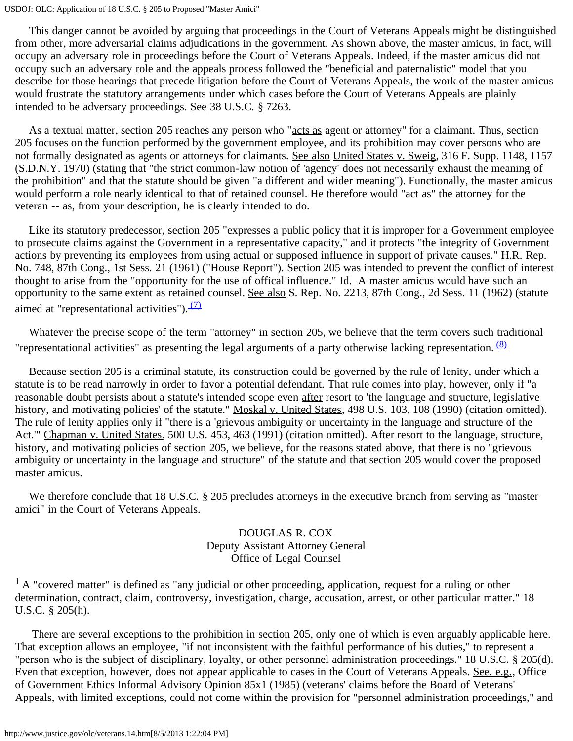This danger cannot be avoided by arguing that proceedings in the Court of Veterans Appeals might be distinguished from other, more adversarial claims adjudications in the government. As shown above, the master amicus, in fact, will occupy an adversary role in proceedings before the Court of Veterans Appeals. Indeed, if the master amicus did not occupy such an adversary role and the appeals process followed the "beneficial and paternalistic" model that you describe for those hearings that precede litigation before the Court of Veterans Appeals, the work of the master amicus would frustrate the statutory arrangements under which cases before the Court of Veterans Appeals are plainly intended to be adversary proceedings. See 38 U.S.C. § 7263.

As a textual matter, section 205 reaches any person who "acts as agent or attorney" for a claimant. Thus, section 205 focuses on the function performed by the government employee, and its prohibition may cover persons who are not formally designated as agents or attorneys for claimants. See also United States v. Sweig, 316 F. Supp. 1148, 1157 (S.D.N.Y. 1970) (stating that "the strict common-law notion of 'agency' does not necessarily exhaust the meaning of the prohibition" and that the statute should be given "a different and wider meaning"). Functionally, the master amicus would perform a role nearly identical to that of retained counsel. He therefore would "act as" the attorney for the veteran -- as, from your description, he is clearly intended to do.

Like its statutory predecessor, section 205 "expresses a public policy that it is improper for a Government employee to prosecute claims against the Government in a representative capacity," and it protects "the integrity of Government actions by preventing its employees from using actual or supposed influence in support of private causes." H.R. Rep. No. 748, 87th Cong., 1st Sess. 21 (1961) ("House Report"). Section 205 was intended to prevent the conflict of interest thought to arise from the "opportunity for the use of offical influence." Id. A master amicus would have such an opportunity to the same extent as retained counsel. See also S. Rep. No. 2213, 87th Cong., 2d Sess. 11 (1962) (statute aimed at "representational activities").[(7)]

Whatever the precise scope of the term "attorney" in section 205, we believe that the term covers such traditional "representational activities" as presenting the legal arguments of a party otherwise lacking representation.[(8)]

Because section 205 is a criminal statute, its construction could be governed by the rule of lenity, under which a statute is to be read narrowly in order to favor a potential defendant. That rule comes into play, however, only if "a reasonable doubt persists about a statute's intended scope even after resort to 'the language and structure, legislative history, and motivating policies' of the statute." Moskal v. United States, 498 U.S. 103, 108 (1990) (citation omitted). The rule of lenity applies only if "there is a 'grievous ambiguity or uncertainty in the language and structure of the Act.'" Chapman v. United States, 500 U.S. 453, 463 (1991) (citation omitted). After resort to the language, structure, history, and motivating policies of section 205, we believe, for the reasons stated above, that there is no "grievous ambiguity or uncertainty in the language and structure" of the statute and that section 205 would cover the proposed master amicus.

We therefore conclude that 18 U.S.C. § 205 precludes attorneys in the executive branch from serving as "master amici" in the Court of Veterans Appeals.

DOUGLAS R. COX
Deputy Assistant Attorney General
Office of Legal Counsel

[1] A "covered matter" is defined as "any judicial or other proceeding, application, request for a ruling or other determination, contract, claim, controversy, investigation, charge, accusation, arrest, or other particular matter." 18 U.S.C. § 205(h).

There are several exceptions to the prohibition in section 205, only one of which is even arguably applicable here. That exception allows an employee, "if not inconsistent with the faithful performance of his duties," to represent a "person who is the subject of disciplinary, loyalty, or other personnel administration proceedings." 18 U.S.C. § 205(d). Even that exception, however, does not appear applicable to cases in the Court of Veterans Appeals. See, e.g., Office of Government Ethics Informal Advisory Opinion 85x1 (1985) (veterans' claims before the Board of Veterans' Appeals, with limited exceptions, could not come within the provision for "personnel administration proceedings," and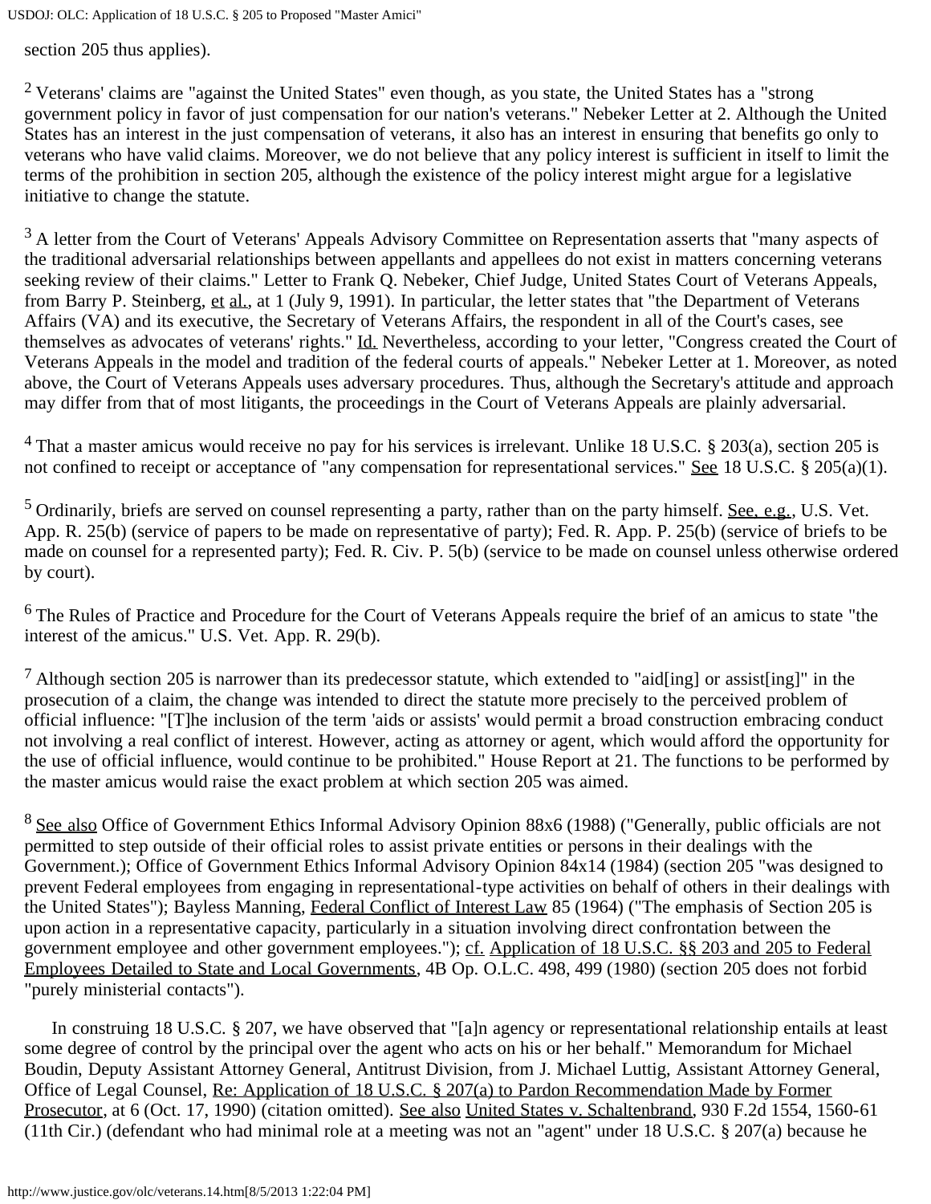section 205 thus applies).

[2] Veterans' claims are "against the United States" even though, as you state, the United States has a "strong government policy in favor of just compensation for our nation's veterans." Nebeker Letter at 2. Although the United States has an interest in the just compensation of veterans, it also has an interest in ensuring that benefits go only to veterans who have valid claims. Moreover, we do not believe that any policy interest is sufficient in itself to limit the terms of the prohibition in section 205, although the existence of the policy interest might argue for a legislative initiative to change the statute.

[3] A letter from the Court of Veterans' Appeals Advisory Committee on Representation asserts that "many aspects of the traditional adversarial relationships between appellants and appellees do not exist in matters concerning veterans seeking review of their claims." Letter to Frank Q. Nebeker, Chief Judge, United States Court of Veterans Appeals, from Barry P. Steinberg, et al., at 1 (July 9, 1991). In particular, the letter states that "the Department of Veterans Affairs (VA) and its executive, the Secretary of Veterans Affairs, the respondent in all of the Court's cases, see themselves as advocates of veterans' rights." Id. Nevertheless, according to your letter, "Congress created the Court of Veterans Appeals in the model and tradition of the federal courts of appeals." Nebeker Letter at 1. Moreover, as noted above, the Court of Veterans Appeals uses adversary procedures. Thus, although the Secretary's attitude and approach may differ from that of most litigants, the proceedings in the Court of Veterans Appeals are plainly adversarial.

[4] That a master amicus would receive no pay for his services is irrelevant. Unlike 18 U.S.C. § 203(a), section 205 is not confined to receipt or acceptance of "any compensation for representational services." See 18 U.S.C. § 205(a)(1).

[5] Ordinarily, briefs are served on counsel representing a party, rather than on the party himself. See, e.g., U.S. Vet. App. R. 25(b) (service of papers to be made on representative of party); Fed. R. App. P. 25(b) (service of briefs to be made on counsel for a represented party); Fed. R. Civ. P. 5(b) (service to be made on counsel unless otherwise ordered by court).

[6] The Rules of Practice and Procedure for the Court of Veterans Appeals require the brief of an amicus to state "the interest of the amicus." U.S. Vet. App. R. 29(b).

[7] Although section 205 is narrower than its predecessor statute, which extended to "aid[ing] or assist[ing]" in the prosecution of a claim, the change was intended to direct the statute more precisely to the perceived problem of official influence: "[T]he inclusion of the term 'aids or assists' would permit a broad construction embracing conduct not involving a real conflict of interest. However, acting as attorney or agent, which would afford the opportunity for the use of official influence, would continue to be prohibited." House Report at 21. The functions to be performed by the master amicus would raise the exact problem at which section 205 was aimed.

[8] See also Office of Government Ethics Informal Advisory Opinion 88x6 (1988) ("Generally, public officials are not permitted to step outside of their official roles to assist private entities or persons in their dealings with the Government.); Office of Government Ethics Informal Advisory Opinion 84x14 (1984) (section 205 "was designed to prevent Federal employees from engaging in representational-type activities on behalf of others in their dealings with the United States"); Bayless Manning, Federal Conflict of Interest Law 85 (1964) ("The emphasis of Section 205 is upon action in a representative capacity, particularly in a situation involving direct confrontation between the government employee and other government employees."); cf. Application of 18 U.S.C. §§ 203 and 205 to Federal Employees Detailed to State and Local Governments, 4B Op. O.L.C. 498, 499 (1980) (section 205 does not forbid "purely ministerial contacts").

In construing 18 U.S.C. § 207, we have observed that "[a]n agency or representational relationship entails at least some degree of control by the principal over the agent who acts on his or her behalf." Memorandum for Michael Boudin, Deputy Assistant Attorney General, Antitrust Division, from J. Michael Luttig, Assistant Attorney General, Office of Legal Counsel, Re: Application of 18 U.S.C. § 207(a) to Pardon Recommendation Made by Former Prosecutor, at 6 (Oct. 17, 1990) (citation omitted). See also United States v. Schaltenbrand, 930 F.2d 1554, 1560-61 (11th Cir.) (defendant who had minimal role at a meeting was not an "agent" under 18 U.S.C. § 207(a) because he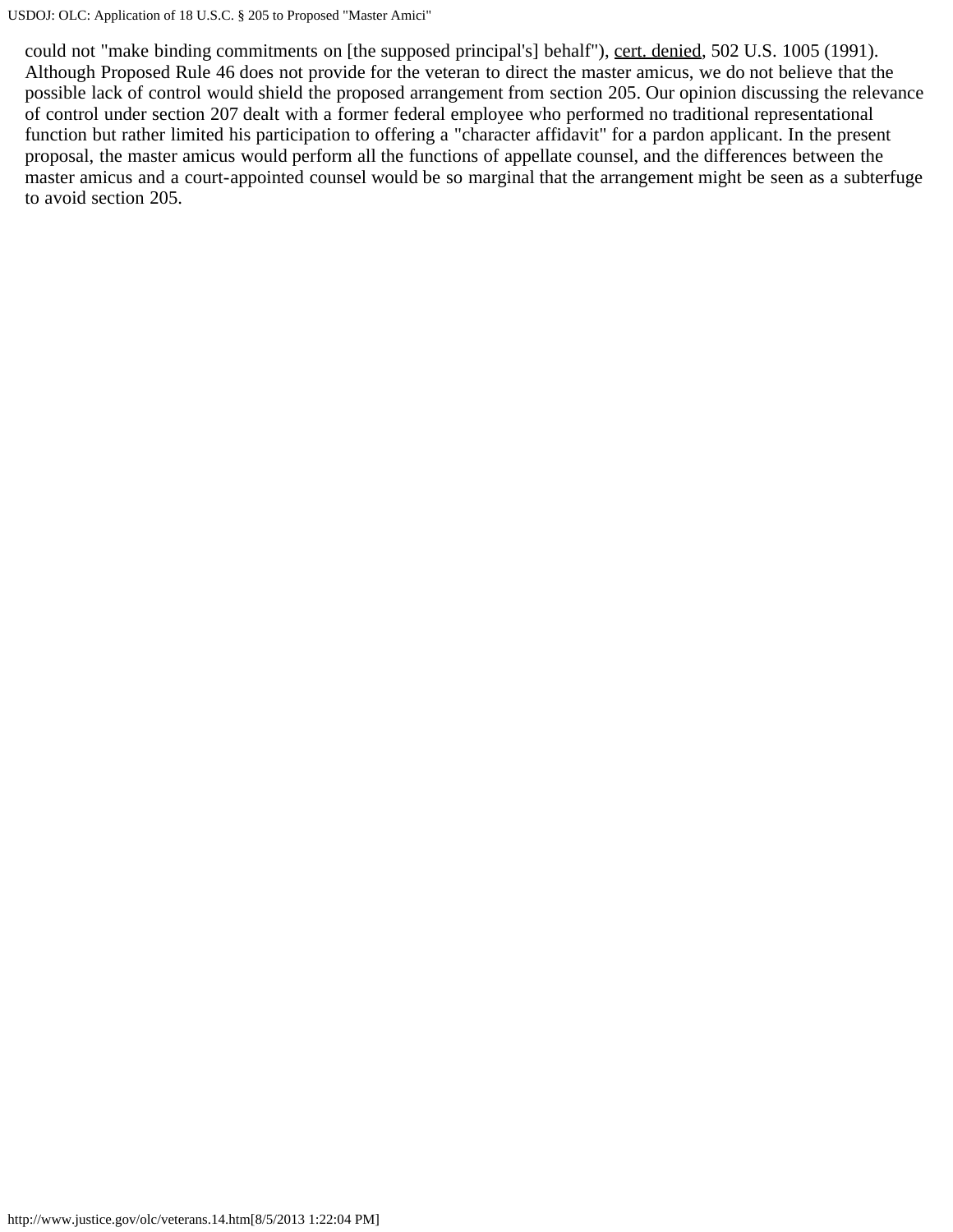could not "make binding commitments on [the supposed principal's] behalf"), cert. denied, 502 U.S. 1005 (1991). Although Proposed Rule 46 does not provide for the veteran to direct the master amicus, we do not believe that the possible lack of control would shield the proposed arrangement from section 205. Our opinion discussing the relevance of control under section 207 dealt with a former federal employee who performed no traditional representational function but rather limited his participation to offering a "character affidavit" for a pardon applicant. In the present proposal, the master amicus would perform all the functions of appellate counsel, and the differences between the master amicus and a court-appointed counsel would be so marginal that the arrangement might be seen as a subterfuge to avoid section 205.